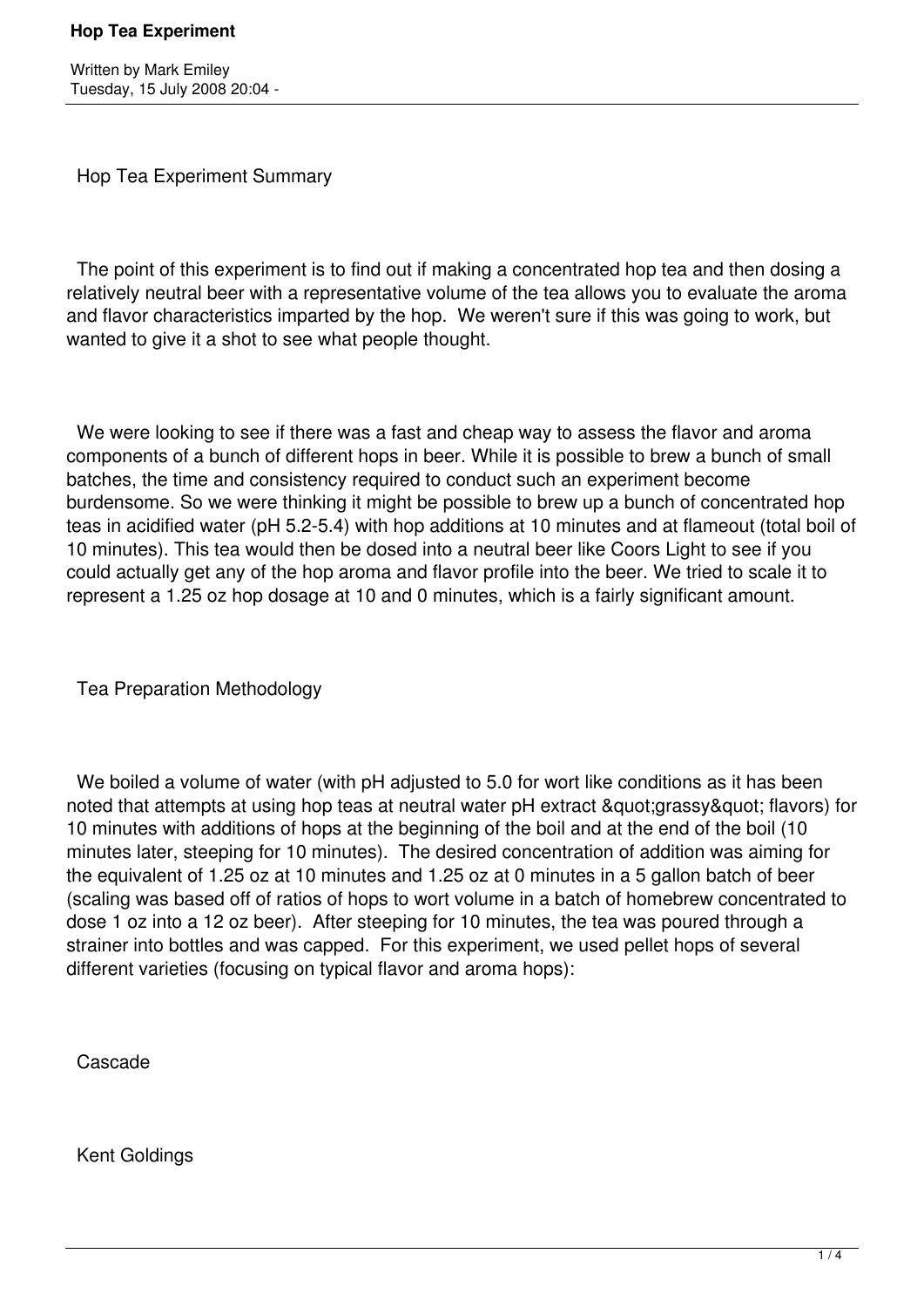# Hop Tea Experiment

Written by Mark Emiley
Tuesday, 15 July 2008 20:04 -

## Hop Tea Experiment Summary

The point of this experiment is to find out if making a concentrated hop tea and then dosing a relatively neutral beer with a representative volume of the tea allows you to evaluate the aroma and flavor characteristics imparted by the hop. We weren't sure if this was going to work, but wanted to give it a shot to see what people thought.

We were looking to see if there was a fast and cheap way to assess the flavor and aroma components of a bunch of different hops in beer. While it is possible to brew a bunch of small batches, the time and consistency required to conduct such an experiment become burdensome. So we were thinking it might be possible to brew up a bunch of concentrated hop teas in acidified water (pH 5.2-5.4) with hop additions at 10 minutes and at flameout (total boil of 10 minutes). This tea would then be dosed into a neutral beer like Coors Light to see if you could actually get any of the hop aroma and flavor profile into the beer. We tried to scale it to represent a 1.25 oz hop dosage at 10 and 0 minutes, which is a fairly significant amount.

## Tea Preparation Methodology

We boiled a volume of water (with pH adjusted to 5.0 for wort like conditions as it has been noted that attempts at using hop teas at neutral water pH extract &quot;grassy&quot; flavors) for 10 minutes with additions of hops at the beginning of the boil and at the end of the boil (10 minutes later, steeping for 10 minutes). The desired concentration of addition was aiming for the equivalent of 1.25 oz at 10 minutes and 1.25 oz at 0 minutes in a 5 gallon batch of beer (scaling was based off of ratios of hops to wort volume in a batch of homebrew concentrated to dose 1 oz into a 12 oz beer). After steeping for 10 minutes, the tea was poured through a strainer into bottles and was capped. For this experiment, we used pellet hops of several different varieties (focusing on typical flavor and aroma hops):

Cascade

Kent Goldings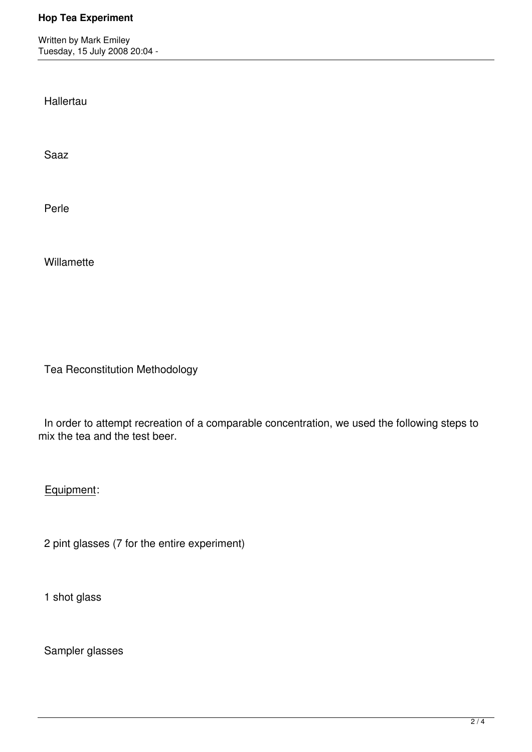Hallertau

Saaz

Perle

Willamette

Tea Reconstitution Methodology

In order to attempt recreation of a comparable concentration, we used the following steps to mix the tea and the test beer.

Equipment:

2 pint glasses (7 for the entire experiment)

1 shot glass

Sampler glasses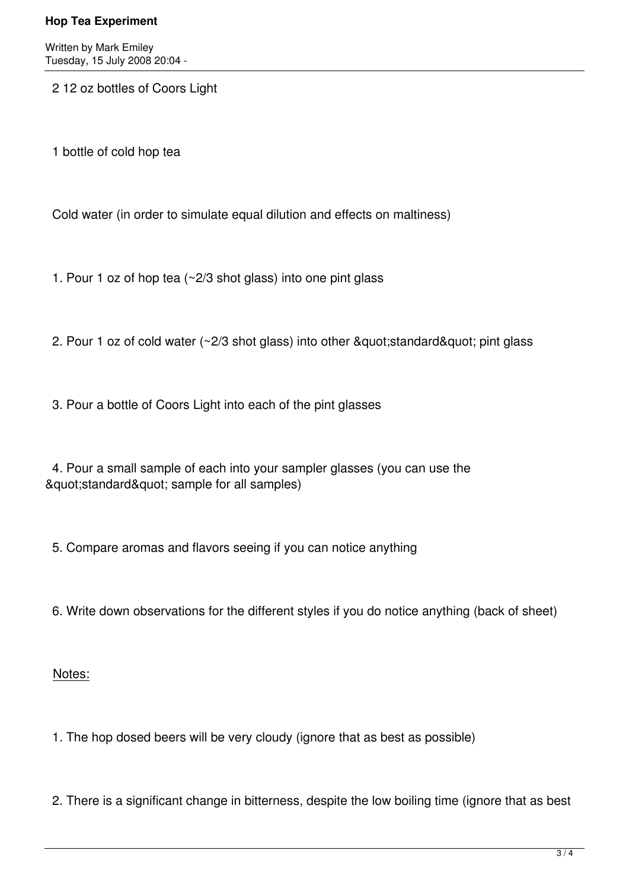2 12 oz bottles of Coors Light

1 bottle of cold hop tea

Cold water (in order to simulate equal dilution and effects on maltiness)

1. Pour 1 oz of hop tea (~2/3 shot glass) into one pint glass

2. Pour 1 oz of cold water (~2/3 shot glass) into other &quot;standard&quot; pint glass

3. Pour a bottle of Coors Light into each of the pint glasses

4. Pour a small sample of each into your sampler glasses (you can use the &quot;standard&quot; sample for all samples)

5. Compare aromas and flavors seeing if you can notice anything

6. Write down observations for the different styles if you do notice anything (back of sheet)

<u>Notes:</u>

1. The hop dosed beers will be very cloudy (ignore that as best as possible)

2. There is a significant change in bitterness, despite the low boiling time (ignore that as best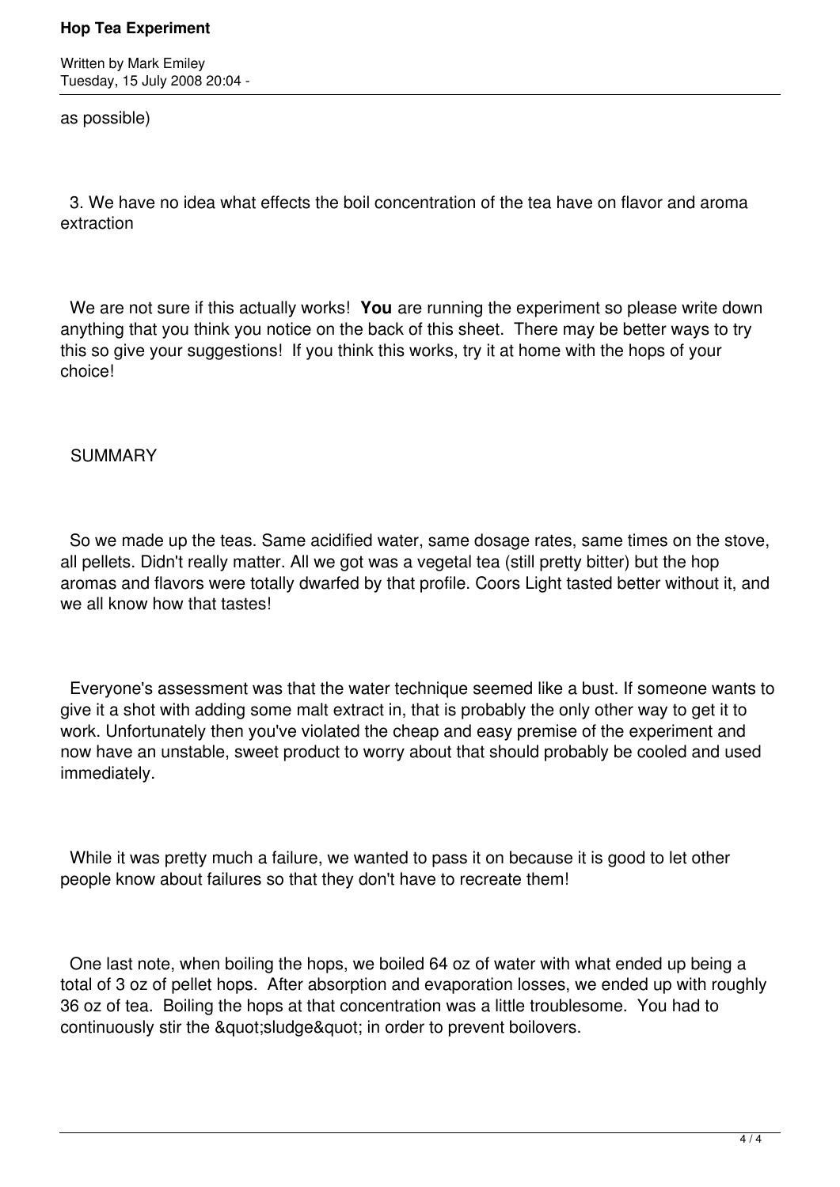as possible)

3. We have no idea what effects the boil concentration of the tea have on flavor and aroma extraction

We are not sure if this actually works! **You** are running the experiment so please write down anything that you think you notice on the back of this sheet. There may be better ways to try this so give your suggestions! If you think this works, try it at home with the hops of your choice!

SUMMARY

So we made up the teas. Same acidified water, same dosage rates, same times on the stove, all pellets. Didn't really matter. All we got was a vegetal tea (still pretty bitter) but the hop aromas and flavors were totally dwarfed by that profile. Coors Light tasted better without it, and we all know how that tastes!

Everyone's assessment was that the water technique seemed like a bust. If someone wants to give it a shot with adding some malt extract in, that is probably the only other way to get it to work. Unfortunately then you've violated the cheap and easy premise of the experiment and now have an unstable, sweet product to worry about that should probably be cooled and used immediately.

While it was pretty much a failure, we wanted to pass it on because it is good to let other people know about failures so that they don't have to recreate them!

One last note, when boiling the hops, we boiled 64 oz of water with what ended up being a total of 3 oz of pellet hops. After absorption and evaporation losses, we ended up with roughly 36 oz of tea. Boiling the hops at that concentration was a little troublesome. You had to continuously stir the &quot;sludge&quot; in order to prevent boilovers.